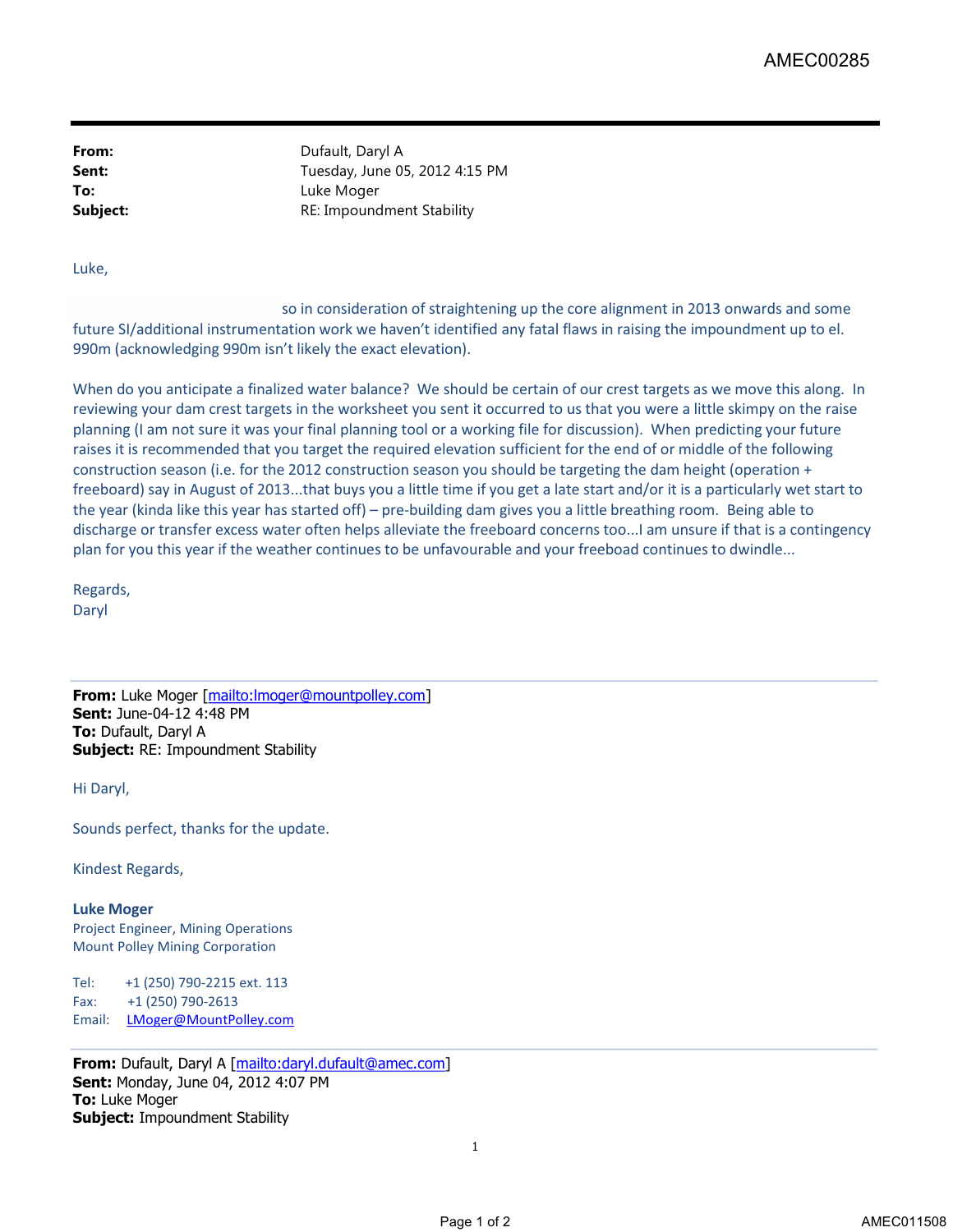| | |
|---|---|
| **From:** | Dufault, Daryl A |
| **Sent:** | Tuesday, June 05, 2012 4:15 PM |
| **To:** | Luke Moger |
| **Subject:** | RE: Impoundment Stability |

Luke,

so in consideration of straightening up the core alignment in 2013 onwards and some future SI/additional instrumentation work we haven't identified any fatal flaws in raising the impoundment up to el. 990m (acknowledging 990m isn't likely the exact elevation).

When do you anticipate a finalized water balance? We should be certain of our crest targets as we move this along. In reviewing your dam crest targets in the worksheet you sent it occurred to us that you were a little skimpy on the raise planning (I am not sure it was your final planning tool or a working file for discussion). When predicting your future raises it is recommended that you target the required elevation sufficient for the end of or middle of the following construction season (i.e. for the 2012 construction season you should be targeting the dam height (operation + freeboard) say in August of 2013...that buys you a little time if you get a late start and/or it is a particularly wet start to the year (kinda like this year has started off) – pre-building dam gives you a little breathing room. Being able to discharge or transfer excess water often helps alleviate the freeboard concerns too...I am unsure if that is a contingency plan for you this year if the weather continues to be unfavourable and your freeboad continues to dwindle...

Regards,
Daryl

---

**From:** Luke Moger [mailto:lmoger@mountpolley.com]
**Sent:** June-04-12 4:48 PM
**To:** Dufault, Daryl A
**Subject:** RE: Impoundment Stability

Hi Daryl,

Sounds perfect, thanks for the update.

Kindest Regards,

**Luke Moger**
Project Engineer, Mining Operations
Mount Polley Mining Corporation

Tel: +1 (250) 790-2215 ext. 113
Fax: +1 (250) 790-2613
Email: LMoger@MountPolley.com

---

**From:** Dufault, Daryl A [mailto:daryl.dufault@amec.com]
**Sent:** Monday, June 04, 2012 4:07 PM
**To:** Luke Moger
**Subject:** Impoundment Stability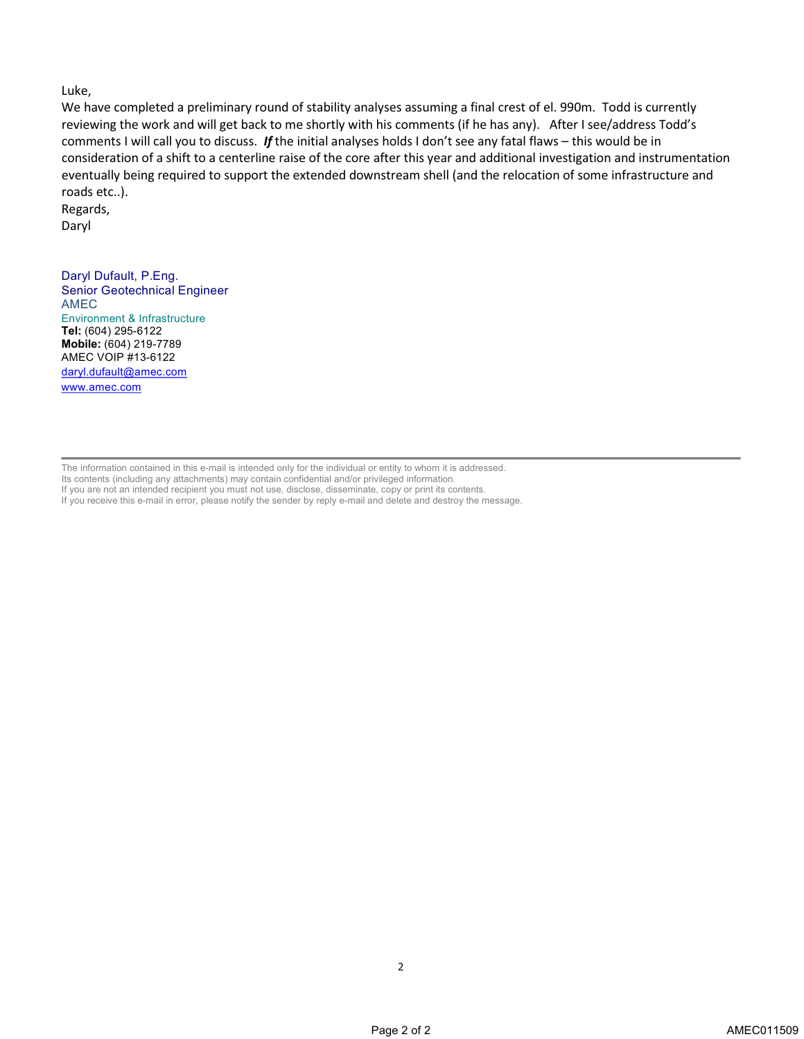Luke,

We have completed a preliminary round of stability analyses assuming a final crest of el. 990m. Todd is currently reviewing the work and will get back to me shortly with his comments (if he has any). After I see/address Todd's comments I will call you to discuss. ***If*** the initial analyses holds I don't see any fatal flaws – this would be in consideration of a shift to a centerline raise of the core after this year and additional investigation and instrumentation eventually being required to support the extended downstream shell (and the relocation of some infrastructure and roads etc..).

Regards,

Daryl

Daryl Dufault, P.Eng.
Senior Geotechnical Engineer
AMEC
Environment & Infrastructure
**Tel:** (604) 295-6122
**Mobile:** (604) 219-7789
AMEC VOIP #13-6122
daryl.dufault@amec.com
www.amec.com

---

The information contained in this e-mail is intended only for the individual or entity to whom it is addressed.
Its contents (including any attachments) may contain confidential and/or privileged information.
If you are not an intended recipient you must not use, disclose, disseminate, copy or print its contents.
If you receive this e-mail in error, please notify the sender by reply e-mail and delete and destroy the message.

AMEC011509